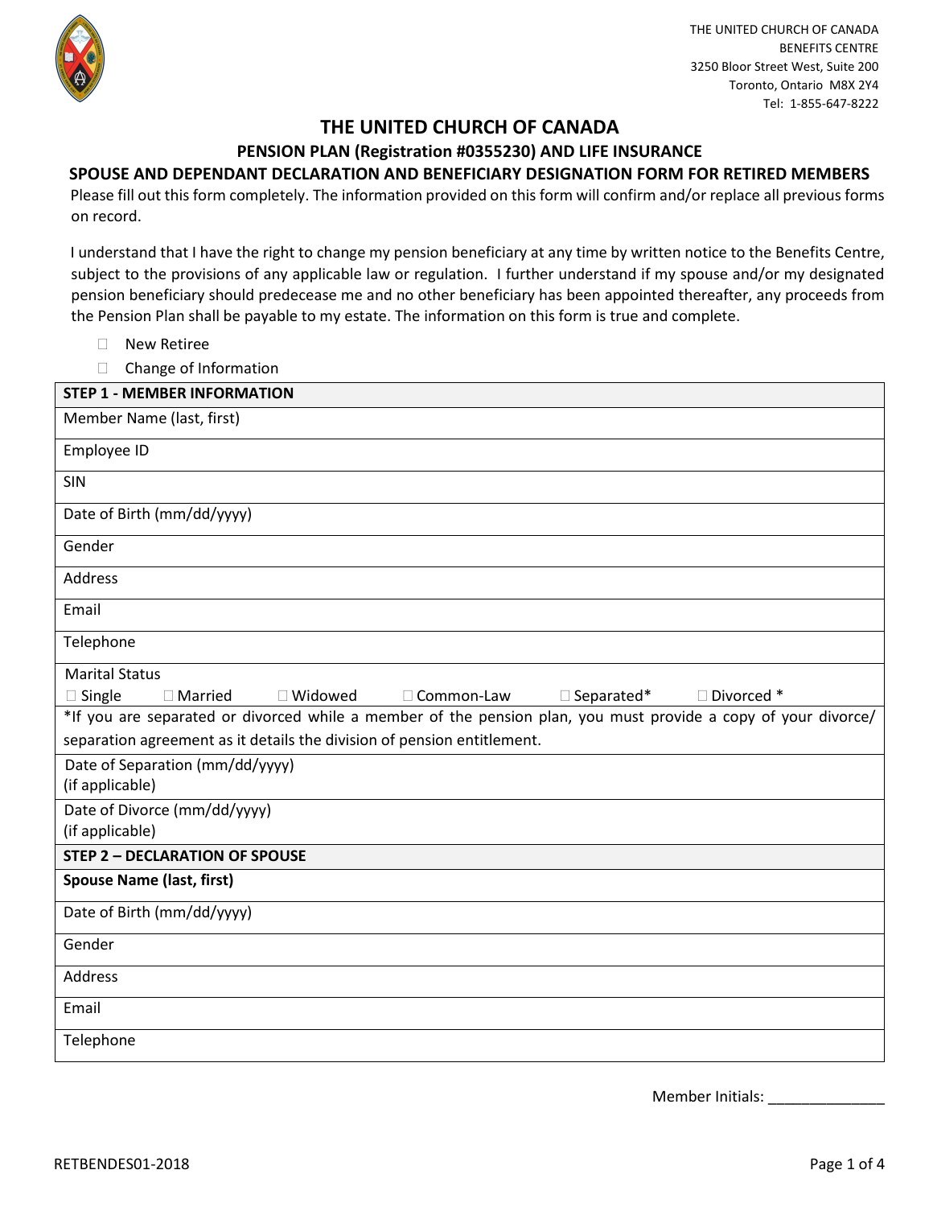THE UNITED CHURCH OF CANADA
BENEFITS CENTRE
3250 Bloor Street West, Suite 200
Toronto, Ontario M8X 2Y4
Tel: 1-855-647-8222

# THE UNITED CHURCH OF CANADA

## PENSION PLAN (Registration #0355230) AND LIFE INSURANCE

## SPOUSE AND DEPENDANT DECLARATION AND BENEFICIARY DESIGNATION FORM FOR RETIRED MEMBERS

Please fill out this form completely. The information provided on this form will confirm and/or replace all previous forms on record.

I understand that I have the right to change my pension beneficiary at any time by written notice to the Benefits Centre, subject to the provisions of any applicable law or regulation. I further understand if my spouse and/or my designated pension beneficiary should predecease me and no other beneficiary has been appointed thereafter, any proceeds from the Pension Plan shall be payable to my estate. The information on this form is true and complete.

- ☐ New Retiree
- ☐ Change of Information

| **STEP 1 - MEMBER INFORMATION** |
|---|
| Member Name (last, first) |
| Employee ID |
| SIN |
| Date of Birth (mm/dd/yyyy) |
| Gender |
| Address |
| Email |
| Telephone |
| Marital Status<br>☐ Single ☐ Married ☐ Widowed ☐ Common-Law ☐ Separated* ☐ Divorced * |
| *If you are separated or divorced while a member of the pension plan, you must provide a copy of your divorce/ separation agreement as it details the division of pension entitlement. |
| Date of Separation (mm/dd/yyyy)<br>(if applicable) |
| Date of Divorce (mm/dd/yyyy)<br>(if applicable) |
| **STEP 2 – DECLARATION OF SPOUSE** |
| **Spouse Name (last, first)** |
| Date of Birth (mm/dd/yyyy) |
| Gender |
| Address |
| Email |
| Telephone |

Member Initials: ______________

RETBENDES01-2018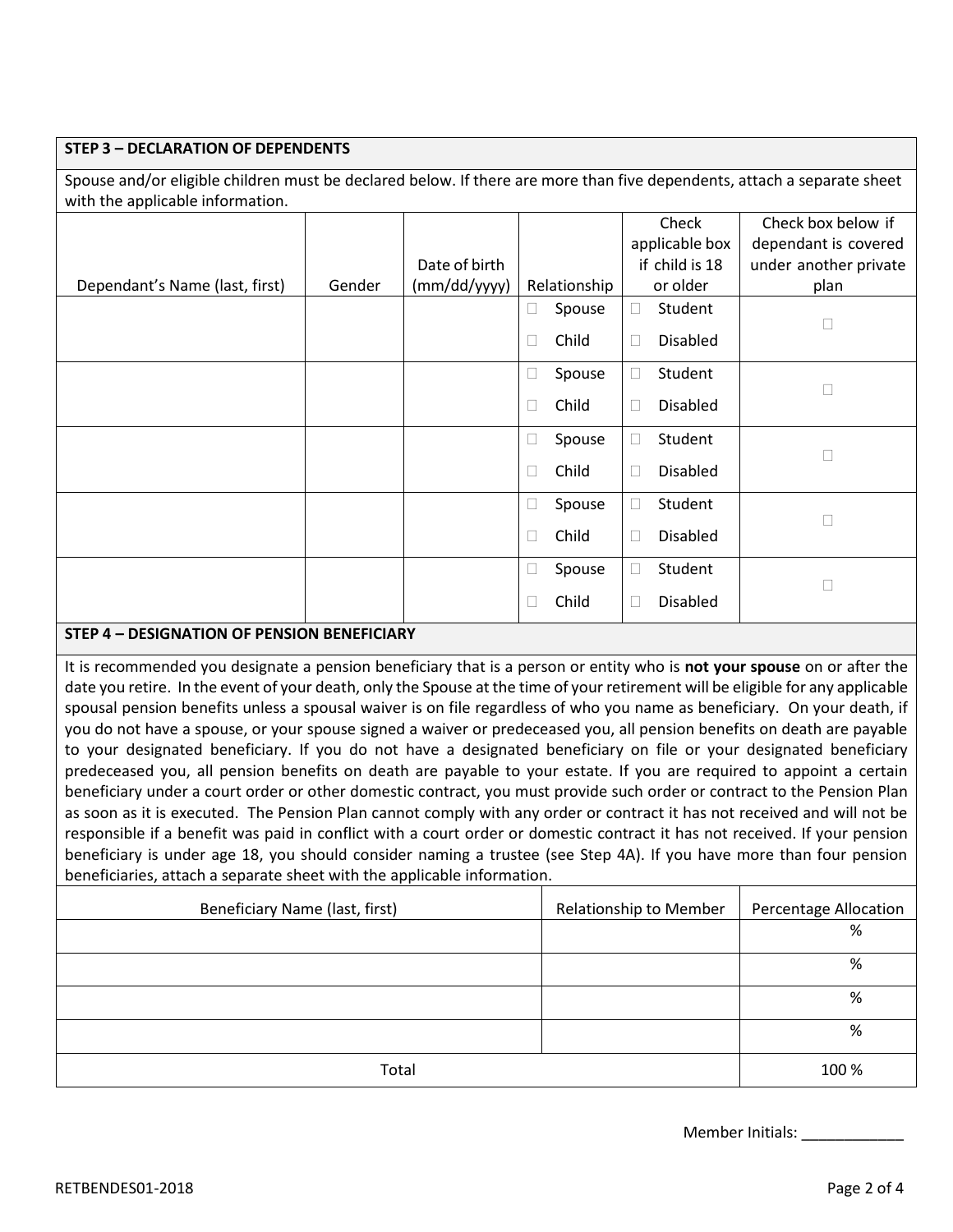**STEP 3 – DECLARATION OF DEPENDENTS**

Spouse and/or eligible children must be declared below. If there are more than five dependents, attach a separate sheet with the applicable information.

| Dependant's Name (last, first) | Gender | Date of birth (mm/dd/yyyy) | Relationship | Check applicable box if child is 18 or older | Check box below if dependant is covered under another private plan |
|---|---|---|---|---|---|
| | | | ☐ Spouse ☐ Child | ☐ Student ☐ Disabled | ☐ |
| | | | ☐ Spouse ☐ Child | ☐ Student ☐ Disabled | ☐ |
| | | | ☐ Spouse ☐ Child | ☐ Student ☐ Disabled | ☐ |
| | | | ☐ Spouse ☐ Child | ☐ Student ☐ Disabled | ☐ |
| | | | ☐ Spouse ☐ Child | ☐ Student ☐ Disabled | ☐ |

**STEP 4 – DESIGNATION OF PENSION BENEFICIARY**

It is recommended you designate a pension beneficiary that is a person or entity who is **not your spouse** on or after the date you retire. In the event of your death, only the Spouse at the time of your retirement will be eligible for any applicable spousal pension benefits unless a spousal waiver is on file regardless of who you name as beneficiary. On your death, if you do not have a spouse, or your spouse signed a waiver or predeceased you, all pension benefits on death are payable to your designated beneficiary. If you do not have a designated beneficiary on file or your designated beneficiary predeceased you, all pension benefits on death are payable to your estate. If you are required to appoint a certain beneficiary under a court order or other domestic contract, you must provide such order or contract to the Pension Plan as soon as it is executed. The Pension Plan cannot comply with any order or contract it has not received and will not be responsible if a benefit was paid in conflict with a court order or domestic contract it has not received. If your pension beneficiary is under age 18, you should consider naming a trustee (see Step 4A). If you have more than four pension beneficiaries, attach a separate sheet with the applicable information.

| Beneficiary Name (last, first) | Relationship to Member | Percentage Allocation |
|---|---|---|
| | | % |
| | | % |
| | | % |
| | | % |
| Total | | 100 % |

Member Initials: ____________

RETBENDES01-2018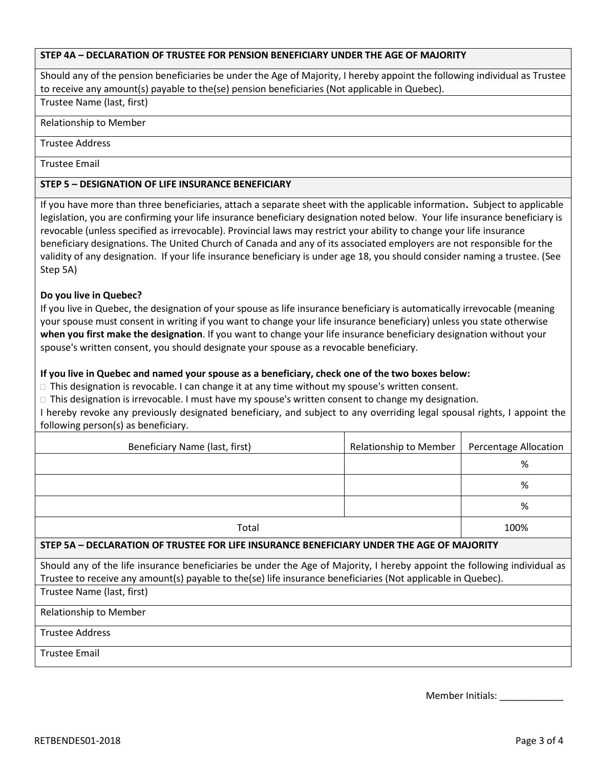### STEP 4A – DECLARATION OF TRUSTEE FOR PENSION BENEFICIARY UNDER THE AGE OF MAJORITY

Should any of the pension beneficiaries be under the Age of Majority, I hereby appoint the following individual as Trustee to receive any amount(s) payable to the(se) pension beneficiaries (Not applicable in Quebec).

Trustee Name (last, first)

Relationship to Member

Trustee Address

Trustee Email

### STEP 5 – DESIGNATION OF LIFE INSURANCE BENEFICIARY

If you have more than three beneficiaries, attach a separate sheet with the applicable information**.** Subject to applicable legislation, you are confirming your life insurance beneficiary designation noted below. Your life insurance beneficiary is revocable (unless specified as irrevocable). Provincial laws may restrict your ability to change your life insurance beneficiary designations. The United Church of Canada and any of its associated employers are not responsible for the validity of any designation. If your life insurance beneficiary is under age 18, you should consider naming a trustee. (See Step 5A)

**Do you live in Quebec?**

If you live in Quebec, the designation of your spouse as life insurance beneficiary is automatically irrevocable (meaning your spouse must consent in writing if you want to change your life insurance beneficiary) unless you state otherwise **when you first make the designation**. If you want to change your life insurance beneficiary designation without your spouse's written consent, you should designate your spouse as a revocable beneficiary.

**If you live in Quebec and named your spouse as a beneficiary, check one of the two boxes below:**

☐ This designation is revocable. I can change it at any time without my spouse's written consent.

☐ This designation is irrevocable. I must have my spouse's written consent to change my designation.

I hereby revoke any previously designated beneficiary, and subject to any overriding legal spousal rights, I appoint the following person(s) as beneficiary.

| Beneficiary Name (last, first) | Relationship to Member | Percentage Allocation |
|---|---|---|
| | | % |
| | | % |
| | | % |
| Total | | 100% |

### STEP 5A – DECLARATION OF TRUSTEE FOR LIFE INSURANCE BENEFICIARY UNDER THE AGE OF MAJORITY

Should any of the life insurance beneficiaries be under the Age of Majority, I hereby appoint the following individual as Trustee to receive any amount(s) payable to the(se) life insurance beneficiaries (Not applicable in Quebec).

Trustee Name (last, first)

Relationship to Member

Trustee Address

Trustee Email

Member Initials: ____________

RETBENDES01-2018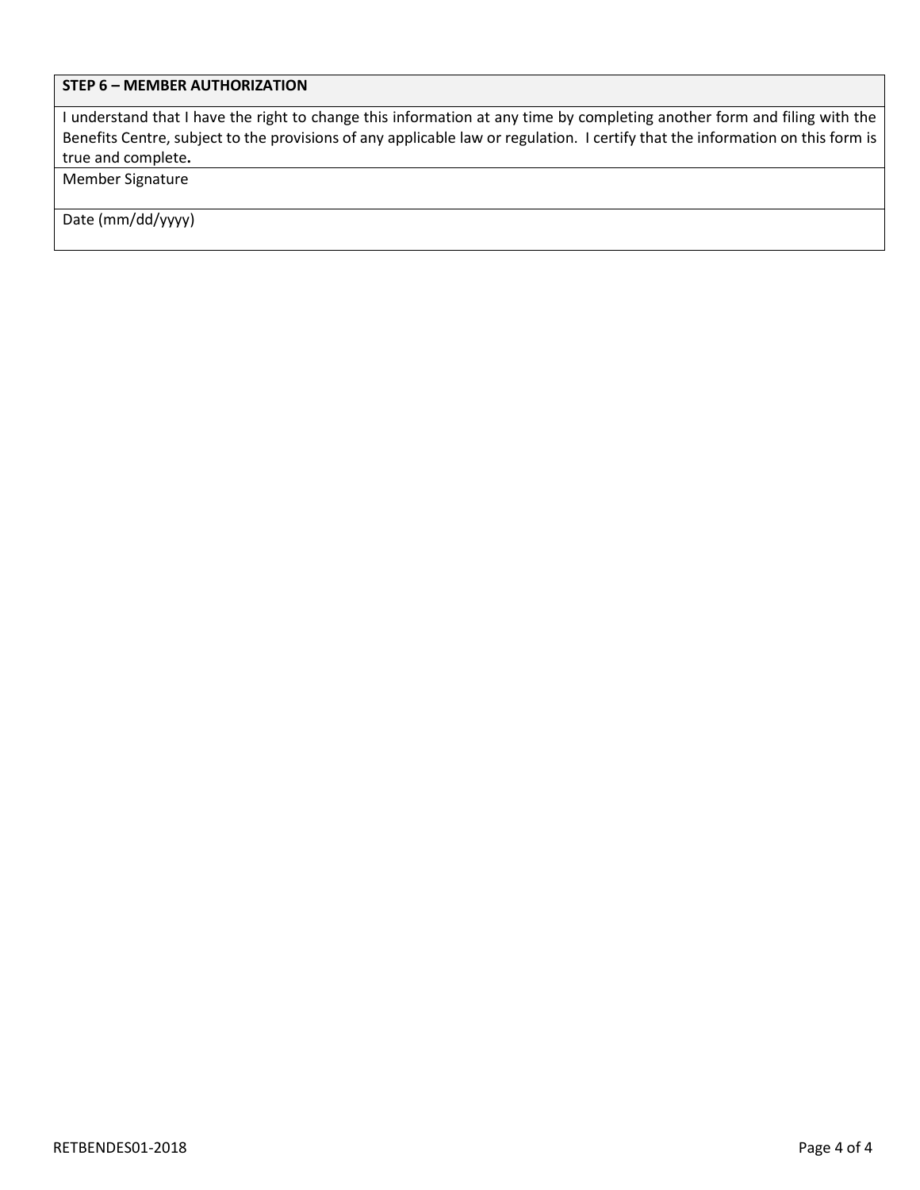| STEP 6 – MEMBER AUTHORIZATION |
| --- |
| I understand that I have the right to change this information at any time by completing another form and filing with the Benefits Centre, subject to the provisions of any applicable law or regulation. I certify that the information on this form is true and complete**.** |
| Member Signature |
| Date (mm/dd/yyyy) |

RETBENDES01-2018